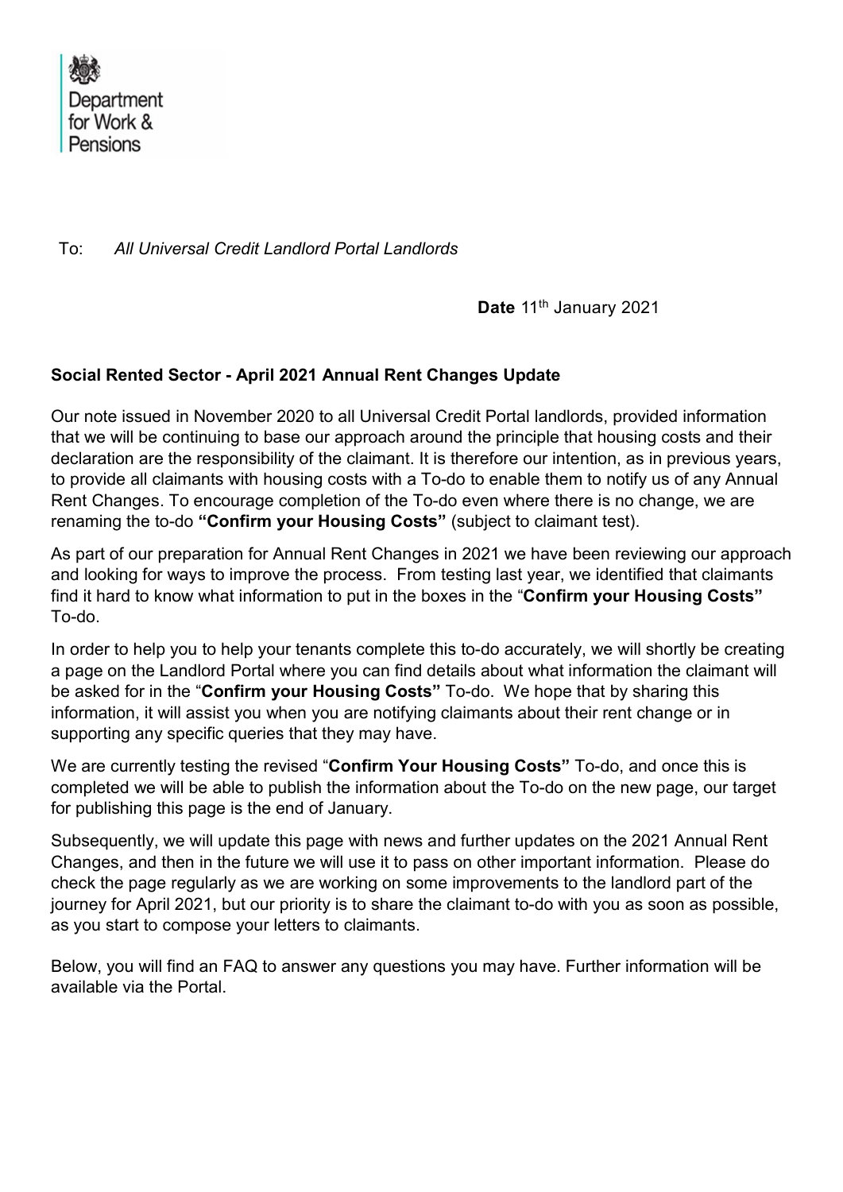Department for Work & Pensions

To: *All Universal Credit Landlord Portal Landlords*

**Date** 11th January 2021

**Social Rented Sector - April 2021 Annual Rent Changes Update**

Our note issued in November 2020 to all Universal Credit Portal landlords, provided information that we will be continuing to base our approach around the principle that housing costs and their declaration are the responsibility of the claimant. It is therefore our intention, as in previous years, to provide all claimants with housing costs with a To-do to enable them to notify us of any Annual Rent Changes. To encourage completion of the To-do even where there is no change, we are renaming the to-do **"Confirm your Housing Costs"** (subject to claimant test).

As part of our preparation for Annual Rent Changes in 2021 we have been reviewing our approach and looking for ways to improve the process. From testing last year, we identified that claimants find it hard to know what information to put in the boxes in the "**Confirm your Housing Costs"** To-do.

In order to help you to help your tenants complete this to-do accurately, we will shortly be creating a page on the Landlord Portal where you can find details about what information the claimant will be asked for in the "**Confirm your Housing Costs"** To-do. We hope that by sharing this information, it will assist you when you are notifying claimants about their rent change or in supporting any specific queries that they may have.

We are currently testing the revised "**Confirm Your Housing Costs"** To-do, and once this is completed we will be able to publish the information about the To-do on the new page, our target for publishing this page is the end of January.

Subsequently, we will update this page with news and further updates on the 2021 Annual Rent Changes, and then in the future we will use it to pass on other important information. Please do check the page regularly as we are working on some improvements to the landlord part of the journey for April 2021, but our priority is to share the claimant to-do with you as soon as possible, as you start to compose your letters to claimants.

Below, you will find an FAQ to answer any questions you may have. Further information will be available via the Portal.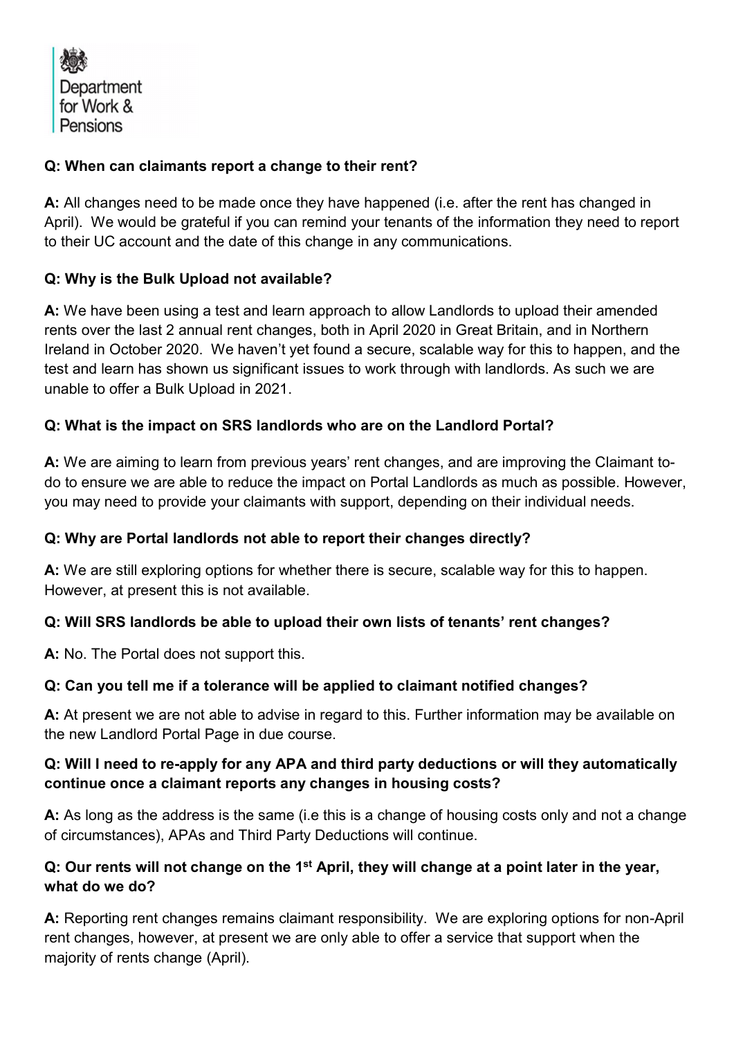Department for Work & Pensions

**Q: When can claimants report a change to their rent?**

**A:** All changes need to be made once they have happened (i.e. after the rent has changed in April). We would be grateful if you can remind your tenants of the information they need to report to their UC account and the date of this change in any communications.

**Q: Why is the Bulk Upload not available?**

**A:** We have been using a test and learn approach to allow Landlords to upload their amended rents over the last 2 annual rent changes, both in April 2020 in Great Britain, and in Northern Ireland in October 2020. We haven't yet found a secure, scalable way for this to happen, and the test and learn has shown us significant issues to work through with landlords. As such we are unable to offer a Bulk Upload in 2021.

**Q: What is the impact on SRS landlords who are on the Landlord Portal?**

**A:** We are aiming to learn from previous years' rent changes, and are improving the Claimant to-do to ensure we are able to reduce the impact on Portal Landlords as much as possible. However, you may need to provide your claimants with support, depending on their individual needs.

**Q: Why are Portal landlords not able to report their changes directly?**

**A:** We are still exploring options for whether there is secure, scalable way for this to happen. However, at present this is not available.

**Q: Will SRS landlords be able to upload their own lists of tenants' rent changes?**

**A:** No. The Portal does not support this.

**Q: Can you tell me if a tolerance will be applied to claimant notified changes?**

**A:** At present we are not able to advise in regard to this. Further information may be available on the new Landlord Portal Page in due course.

**Q: Will I need to re-apply for any APA and third party deductions or will they automatically continue once a claimant reports any changes in housing costs?**

**A:** As long as the address is the same (i.e this is a change of housing costs only and not a change of circumstances), APAs and Third Party Deductions will continue.

**Q: Our rents will not change on the 1st April, they will change at a point later in the year, what do we do?**

**A:** Reporting rent changes remains claimant responsibility. We are exploring options for non-April rent changes, however, at present we are only able to offer a service that support when the majority of rents change (April).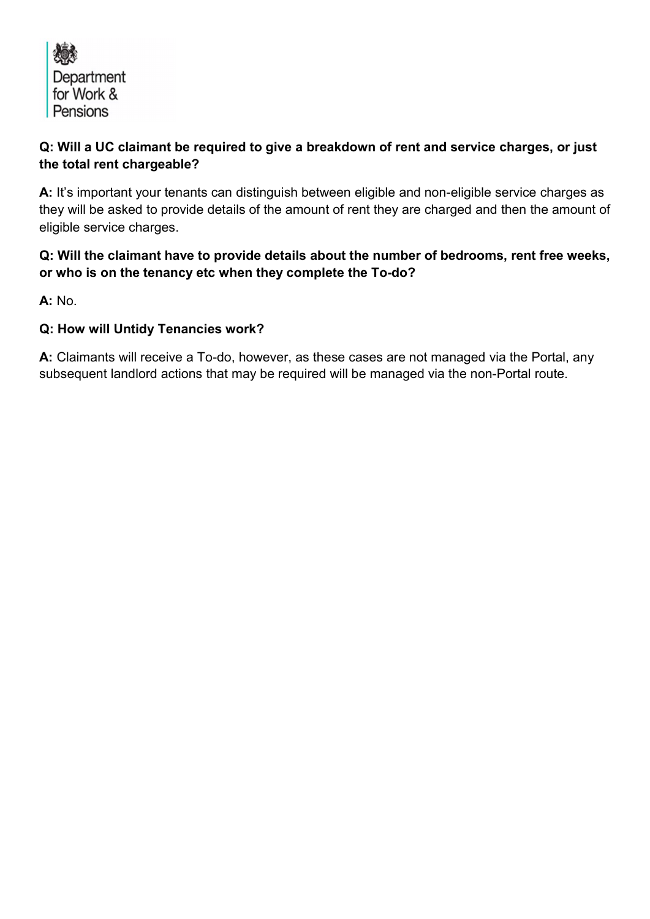**Q: Will a UC claimant be required to give a breakdown of rent and service charges, or just the total rent chargeable?**

**A:** It's important your tenants can distinguish between eligible and non-eligible service charges as they will be asked to provide details of the amount of rent they are charged and then the amount of eligible service charges.

**Q: Will the claimant have to provide details about the number of bedrooms, rent free weeks, or who is on the tenancy etc when they complete the To-do?**

**A:** No.

**Q: How will Untidy Tenancies work?**

**A:** Claimants will receive a To-do, however, as these cases are not managed via the Portal, any subsequent landlord actions that may be required will be managed via the non-Portal route.